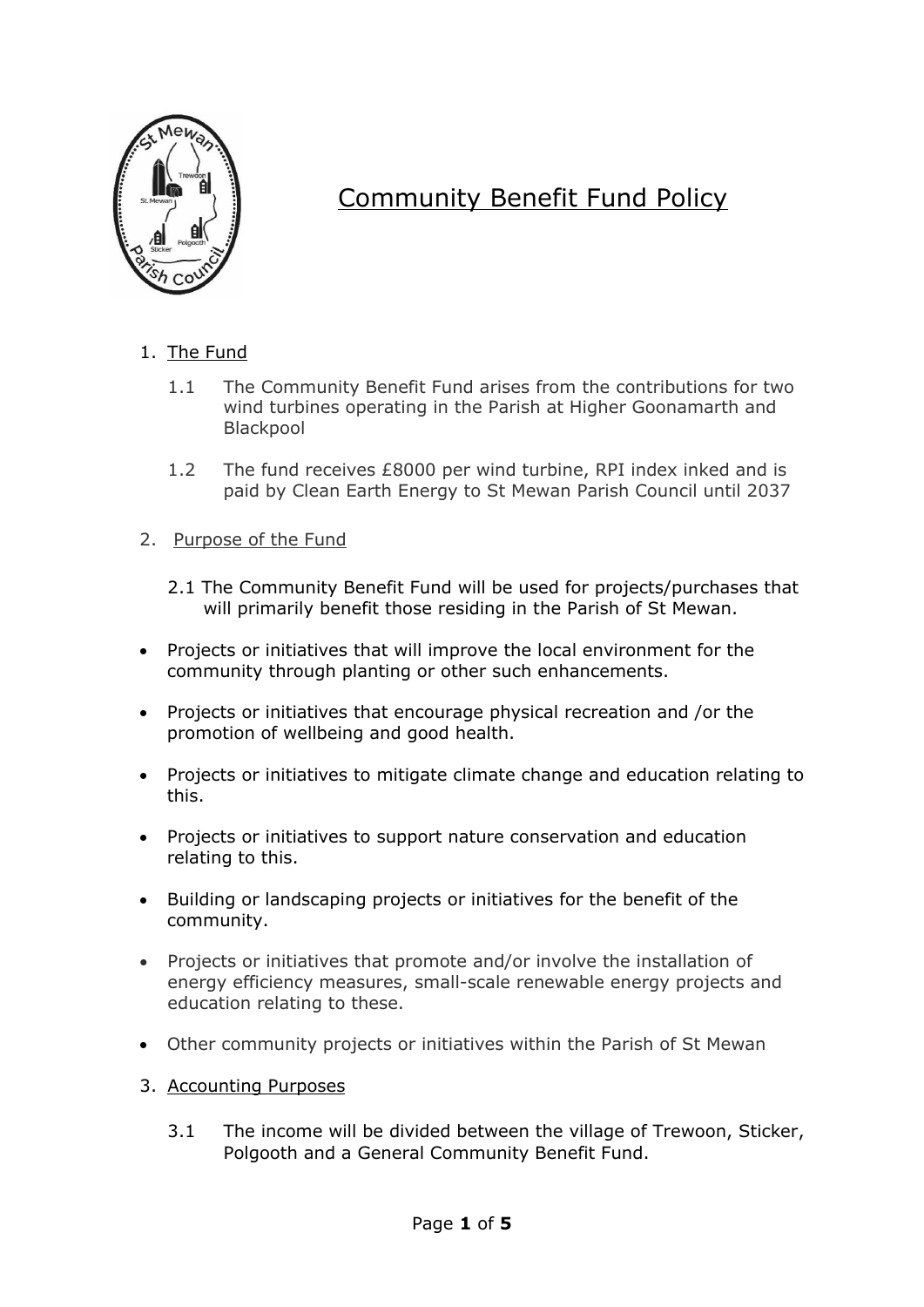# Community Benefit Fund Policy

1. The Fund

   1.1 The Community Benefit Fund arises from the contributions for two wind turbines operating in the Parish at Higher Goonamarth and Blackpool

   1.2 The fund receives £8000 per wind turbine, RPI index inked and is paid by Clean Earth Energy to St Mewan Parish Council until 2037

2. Purpose of the Fund

   2.1 The Community Benefit Fund will be used for projects/purchases that will primarily benefit those residing in the Parish of St Mewan.

- Projects or initiatives that will improve the local environment for the community through planting or other such enhancements.
- Projects or initiatives that encourage physical recreation and /or the promotion of wellbeing and good health.
- Projects or initiatives to mitigate climate change and education relating to this.
- Projects or initiatives to support nature conservation and education relating to this.
- Building or landscaping projects or initiatives for the benefit of the community.
- Projects or initiatives that promote and/or involve the installation of energy efficiency measures, small-scale renewable energy projects and education relating to these.
- Other community projects or initiatives within the Parish of St Mewan

3. Accounting Purposes

   3.1 The income will be divided between the village of Trewoon, Sticker, Polgooth and a General Community Benefit Fund.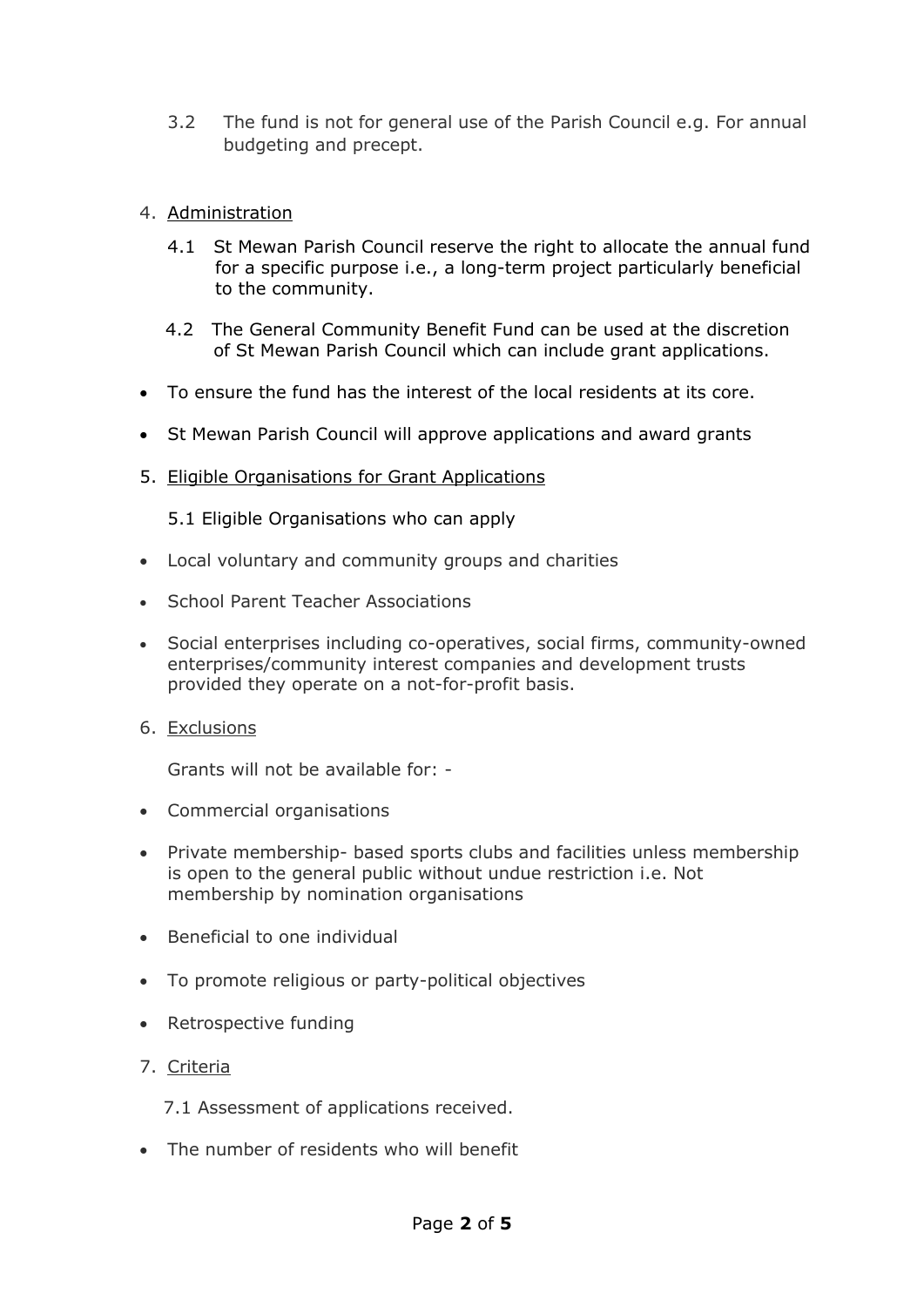3.2 The fund is not for general use of the Parish Council e.g. For annual budgeting and precept.

4. Administration

   4.1 St Mewan Parish Council reserve the right to allocate the annual fund for a specific purpose i.e., a long-term project particularly beneficial to the community.

   4.2 The General Community Benefit Fund can be used at the discretion of St Mewan Parish Council which can include grant applications.

- To ensure the fund has the interest of the local residents at its core.
- St Mewan Parish Council will approve applications and award grants

5. Eligible Organisations for Grant Applications

   5.1 Eligible Organisations who can apply

- Local voluntary and community groups and charities
- School Parent Teacher Associations
- Social enterprises including co-operatives, social firms, community-owned enterprises/community interest companies and development trusts provided they operate on a not-for-profit basis.

6. Exclusions

   Grants will not be available for: -

- Commercial organisations
- Private membership- based sports clubs and facilities unless membership is open to the general public without undue restriction i.e. Not membership by nomination organisations
- Beneficial to one individual
- To promote religious or party-political objectives
- Retrospective funding

7. Criteria

   7.1 Assessment of applications received.

- The number of residents who will benefit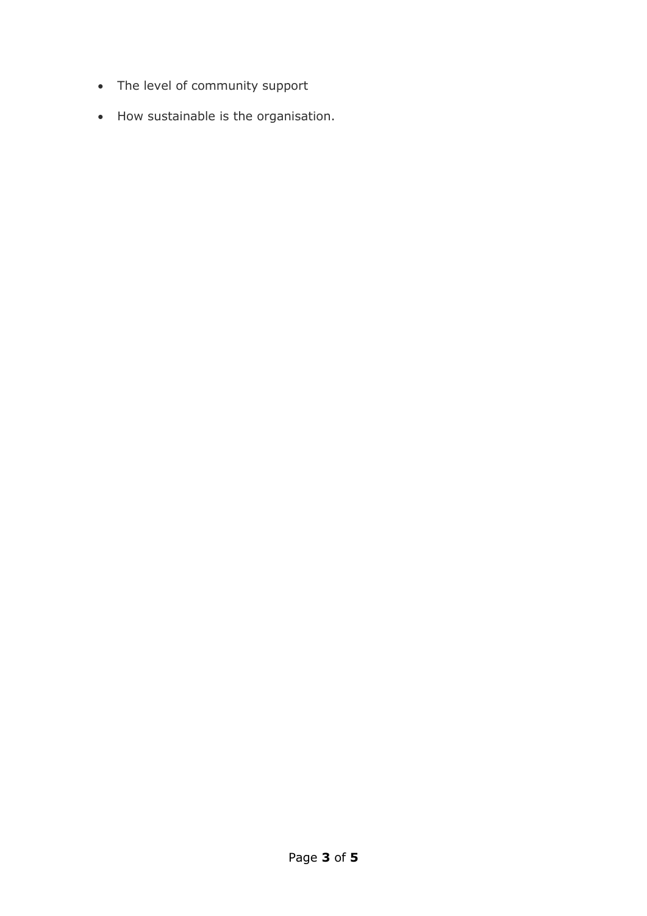- The level of community support
- How sustainable is the organisation.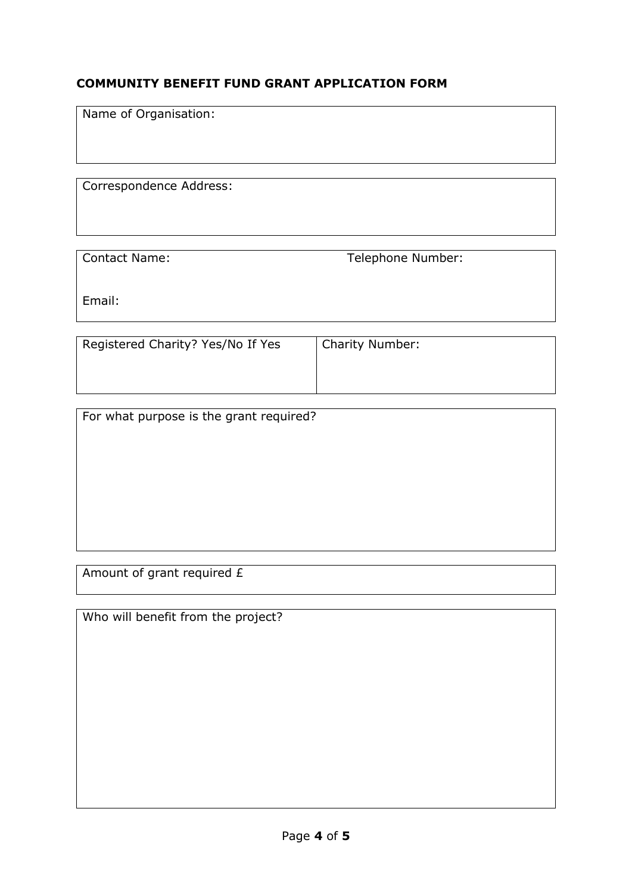**COMMUNITY BENEFIT FUND GRANT APPLICATION FORM**

| Name of Organisation: |
|---|

| Correspondence Address: |
|---|

| Contact Name: | Telephone Number: |
|---|---|
| Email: | |

| Registered Charity? Yes/No If Yes | Charity Number: |
|---|---|

| For what purpose is the grant required? |
|---|

| Amount of grant required £ |
|---|

| Who will benefit from the project? |
|---|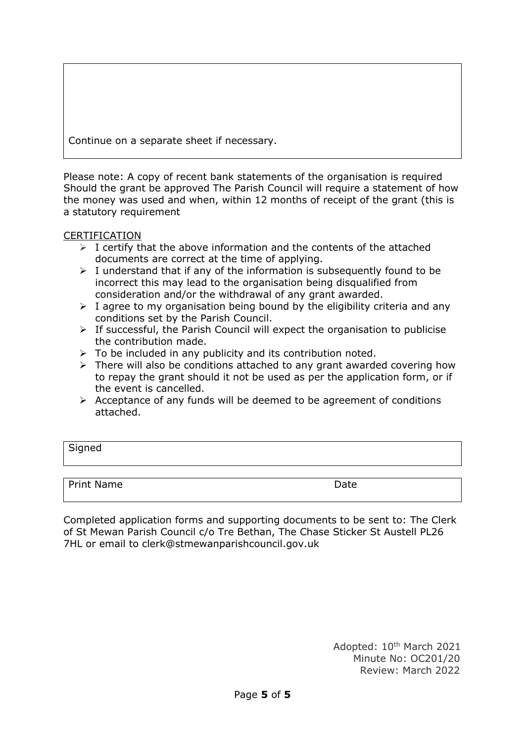Continue on a separate sheet if necessary.

Please note: A copy of recent bank statements of the organisation is required Should the grant be approved The Parish Council will require a statement of how the money was used and when, within 12 months of receipt of the grant (this is a statutory requirement

CERTIFICATION

- I certify that the above information and the contents of the attached documents are correct at the time of applying.
- I understand that if any of the information is subsequently found to be incorrect this may lead to the organisation being disqualified from consideration and/or the withdrawal of any grant awarded.
- I agree to my organisation being bound by the eligibility criteria and any conditions set by the Parish Council.
- If successful, the Parish Council will expect the organisation to publicise the contribution made.
- To be included in any publicity and its contribution noted.
- There will also be conditions attached to any grant awarded covering how to repay the grant should it not be used as per the application form, or if the event is cancelled.
- Acceptance of any funds will be deemed to be agreement of conditions attached.

| | |
|---|---|
| Signed | |
| Print Name | Date |

Completed application forms and supporting documents to be sent to: The Clerk of St Mewan Parish Council c/o Tre Bethan, The Chase Sticker St Austell PL26 7HL or email to clerk@stmewanparishcouncil.gov.uk

Adopted: 10th March 2021
Minute No: OC201/20
Review: March 2022